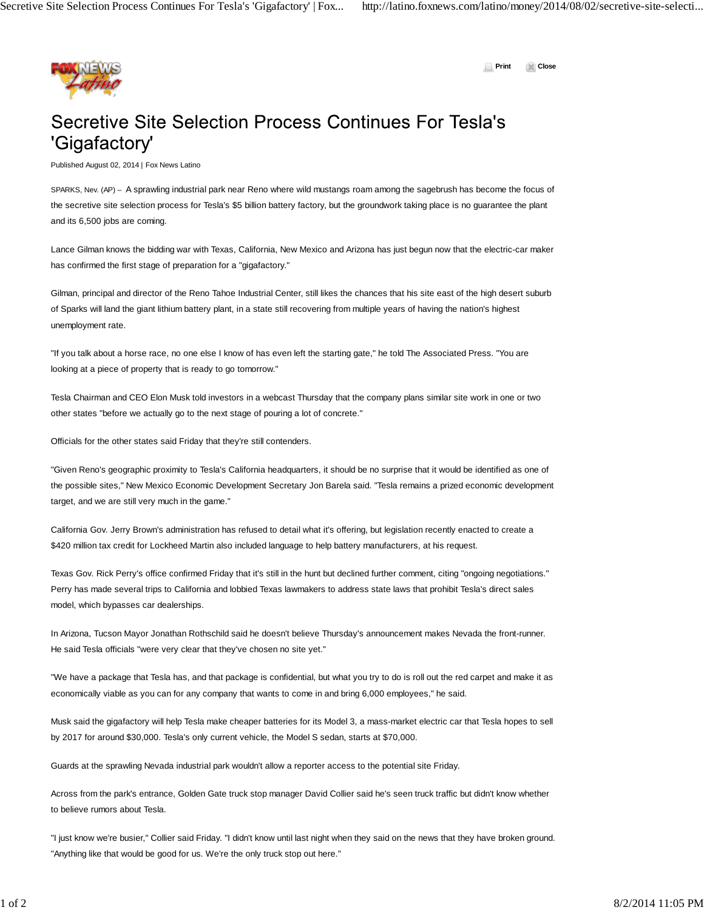# Secretive Site Selection Process Continues For Tesla's 'Gigafactory'

Published August 02, 2014 | Fox News Latino

SPARKS, Nev. (AP) – A sprawling industrial park near Reno where wild mustangs roam among the sagebrush has become the focus of the secretive site selection process for Tesla's $5 billion battery factory, but the groundwork taking place is no guarantee the plant and its 6,500 jobs are coming.

Lance Gilman knows the bidding war with Texas, California, New Mexico and Arizona has just begun now that the electric-car maker has confirmed the first stage of preparation for a "gigafactory."

Gilman, principal and director of the Reno Tahoe Industrial Center, still likes the chances that his site east of the high desert suburb of Sparks will land the giant lithium battery plant, in a state still recovering from multiple years of having the nation's highest unemployment rate.

"If you talk about a horse race, no one else I know of has even left the starting gate," he told The Associated Press. "You are looking at a piece of property that is ready to go tomorrow."

Tesla Chairman and CEO Elon Musk told investors in a webcast Thursday that the company plans similar site work in one or two other states "before we actually go to the next stage of pouring a lot of concrete."

Officials for the other states said Friday that they're still contenders.

"Given Reno's geographic proximity to Tesla's California headquarters, it should be no surprise that it would be identified as one of the possible sites," New Mexico Economic Development Secretary Jon Barela said. "Tesla remains a prized economic development target, and we are still very much in the game."

California Gov. Jerry Brown's administration has refused to detail what it's offering, but legislation recently enacted to create a $420 million tax credit for Lockheed Martin also included language to help battery manufacturers, at his request.

Texas Gov. Rick Perry's office confirmed Friday that it's still in the hunt but declined further comment, citing "ongoing negotiations." Perry has made several trips to California and lobbied Texas lawmakers to address state laws that prohibit Tesla's direct sales model, which bypasses car dealerships.

In Arizona, Tucson Mayor Jonathan Rothschild said he doesn't believe Thursday's announcement makes Nevada the front-runner. He said Tesla officials "were very clear that they've chosen no site yet."

"We have a package that Tesla has, and that package is confidential, but what you try to do is roll out the red carpet and make it as economically viable as you can for any company that wants to come in and bring 6,000 employees," he said.

Musk said the gigafactory will help Tesla make cheaper batteries for its Model 3, a mass-market electric car that Tesla hopes to sell by 2017 for around $30,000. Tesla's only current vehicle, the Model S sedan, starts at $70,000.

Guards at the sprawling Nevada industrial park wouldn't allow a reporter access to the potential site Friday.

Across from the park's entrance, Golden Gate truck stop manager David Collier said he's seen truck traffic but didn't know whether to believe rumors about Tesla.

"I just know we're busier," Collier said Friday. "I didn't know until last night when they said on the news that they have broken ground. "Anything like that would be good for us. We're the only truck stop out here."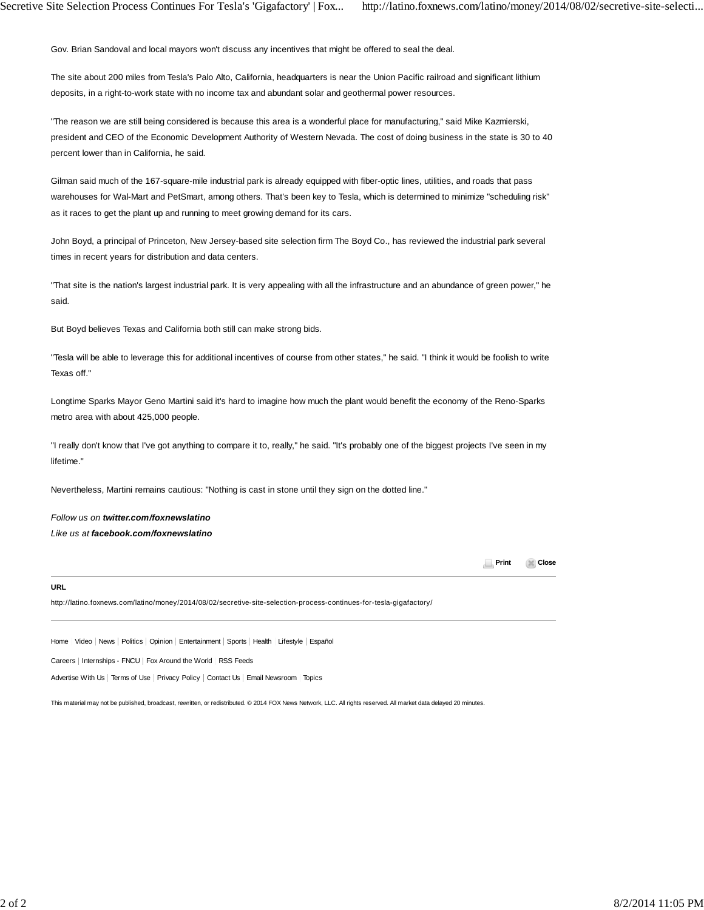Gov. Brian Sandoval and local mayors won't discuss any incentives that might be offered to seal the deal.

The site about 200 miles from Tesla's Palo Alto, California, headquarters is near the Union Pacific railroad and significant lithium deposits, in a right-to-work state with no income tax and abundant solar and geothermal power resources.

"The reason we are still being considered is because this area is a wonderful place for manufacturing," said Mike Kazmierski, president and CEO of the Economic Development Authority of Western Nevada. The cost of doing business in the state is 30 to 40 percent lower than in California, he said.

Gilman said much of the 167-square-mile industrial park is already equipped with fiber-optic lines, utilities, and roads that pass warehouses for Wal-Mart and PetSmart, among others. That's been key to Tesla, which is determined to minimize "scheduling risk" as it races to get the plant up and running to meet growing demand for its cars.

John Boyd, a principal of Princeton, New Jersey-based site selection firm The Boyd Co., has reviewed the industrial park several times in recent years for distribution and data centers.

"That site is the nation's largest industrial park. It is very appealing with all the infrastructure and an abundance of green power," he said.

But Boyd believes Texas and California both still can make strong bids.

"Tesla will be able to leverage this for additional incentives of course from other states," he said. "I think it would be foolish to write Texas off."

Longtime Sparks Mayor Geno Martini said it's hard to imagine how much the plant would benefit the economy of the Reno-Sparks metro area with about 425,000 people.

"I really don't know that I've got anything to compare it to, really," he said. "It's probably one of the biggest projects I've seen in my lifetime."

Nevertheless, Martini remains cautious: "Nothing is cast in stone until they sign on the dotted line."

*Follow us on **twitter.com/foxnewslatino***
*Like us at **facebook.com/foxnewslatino***

Print Close

**URL**

http://latino.foxnews.com/latino/money/2014/08/02/secretive-site-selection-process-continues-for-tesla-gigafactory/

Home | Video | News | Politics | Opinion | Entertainment | Sports | Health | Lifestyle | Español

Careers | Internships - FNCU | Fox Around the World | RSS Feeds

Advertise With Us | Terms of Use | Privacy Policy | Contact Us | Email Newsroom | Topics

This material may not be published, broadcast, rewritten, or redistributed. © 2014 FOX News Network, LLC. All rights reserved. All market data delayed 20 minutes.